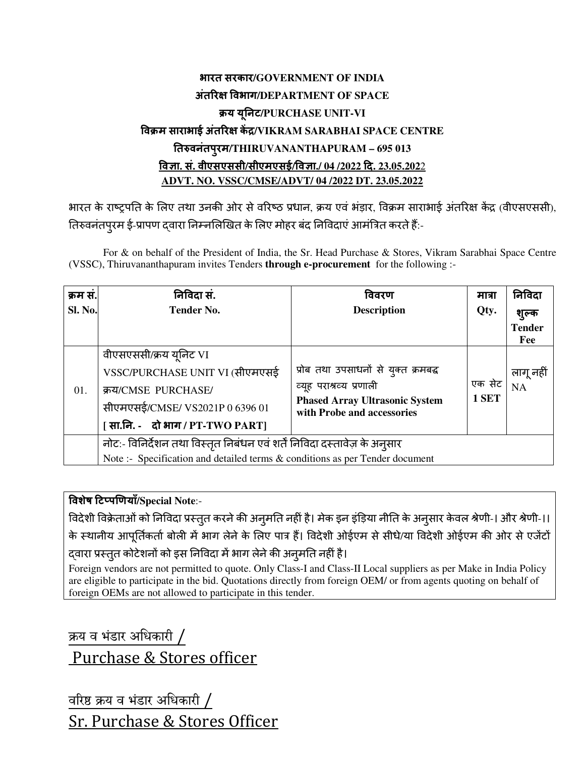**भारत सरकार/GOVERNMENT OF INDIA**

**अंतरिक्ष विभाग/DEPARTMENT OF SPACE**

**क्रय यूनिट/PURCHASE UNIT-VI**

**विक्रम साराभाई अंतरिक्ष केंद्र/VIKRAM SARABHAI SPACE CENTRE**

**तिरुवनंतपुरम/THIRUVANANTHAPURAM – 695 013**

**विज्ञा. सं. वीएसएससी/सीएमएसई/विज्ञा./ 04 /2022 दि. 23.05.2022**

**ADVT. NO. VSSC/CMSE/ADVT/ 04 /2022 DT. 23.05.2022**

भारत के राष्ट्रपति के लिए तथा उनकी ओर से वरिष्ठ प्रधान, क्रय एवं भंडार, विक्रम साराभाई अंतरिक्ष केंद्र (वीएसएससी), तिरुवनंतपुरम ई-प्रापण द्वारा निम्नलिखित के लिए मोहर बंद निविदाएं आमंत्रित करते हैं:-

For & on behalf of the President of India, the Sr. Head Purchase & Stores, Vikram Sarabhai Space Centre (VSSC), Thiruvananthapuram invites Tenders **through e-procurement** for the following :-

| क्रम सं. Sl. No. | निविदा सं. Tender No. | विवरण Description | मात्रा Qty. | निविदा शुल्क Tender Fee |
|---|---|---|---|---|
| 01. | वीएसएससी/क्रय यूनिट VI VSSC/PURCHASE UNIT VI (सीएमएसई क्रय/CMSE PURCHASE/ सीएमएसई/CMSE/ VS2021P 0 6396 01 **[ सा.नि. - दो भाग / PT-TWO PART]** | प्रोब तथा उपसाधनों से युक्त क्रमबद्ध व्यूह पराश्रव्य प्रणाली **Phased Array Ultrasonic System with Probe and accessories** | एक सेट **1 SET** | लागू नहीं NA |
| | नोट:- विनिर्देशन तथा विस्तृत निबंधन एवं शर्तें निविदा दस्तावेज़ के अनुसार Note :- Specification and detailed terms & conditions as per Tender document | | | |

**विशेष टिप्पणियाँ/Special Note**:-

विदेशी विक्रेताओं को निविदा प्रस्तुत करने की अनुमति नहीं है। मेक इन इंड़िया नीति के अनुसार केवल श्रेणी-। और श्रेणी-।। के स्थानीय आपूर्तिकर्ता बोली में भाग लेने के लिए पात्र हैं। विदेशी ओईएम से सीधे/या विदेशी ओईएम की ओर से एजेंटों द्वारा प्रस्तुत कोटेशनों को इस निविदा में भाग लेने की अनुमति नहीं है।

Foreign vendors are not permitted to quote. Only Class-I and Class-II Local suppliers as per Make in India Policy are eligible to participate in the bid. Quotations directly from foreign OEM/ or from agents quoting on behalf of foreign OEMs are not allowed to participate in this tender.

क्रय व भंडार अधिकारी /
Purchase & Stores officer

वरिष्ठ क्रय व भंडार अधिकारी /
Sr. Purchase & Stores Officer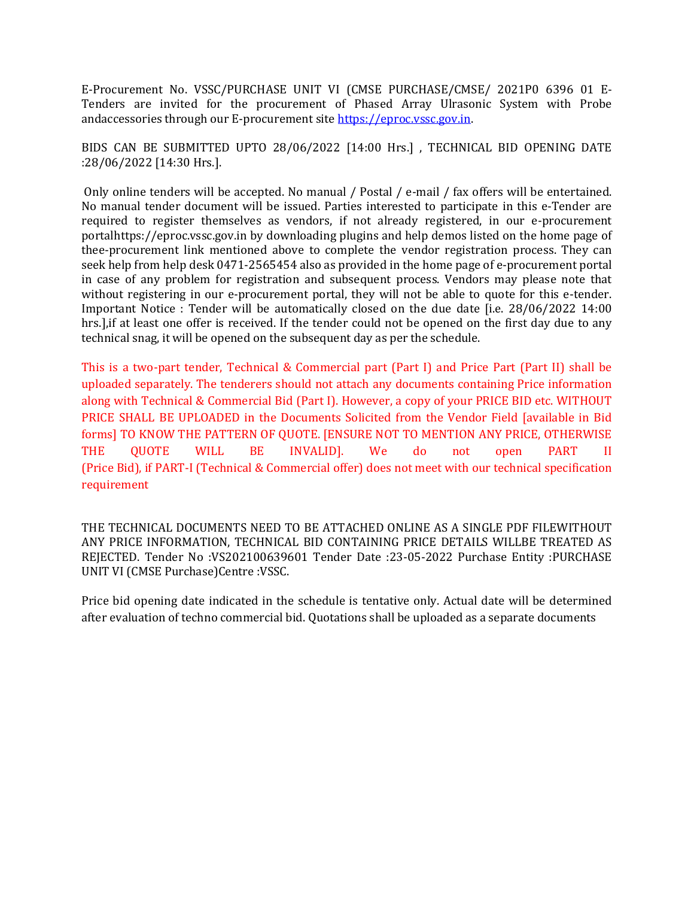E-Procurement No. VSSC/PURCHASE UNIT VI (CMSE PURCHASE/CMSE/ 2021P0 6396 01 E-Tenders are invited for the procurement of Phased Array Ulrasonic System with Probe andaccessories through our E-procurement site https://eproc.vssc.gov.in.

BIDS CAN BE SUBMITTED UPTO 28/06/2022 [14:00 Hrs.] , TECHNICAL BID OPENING DATE :28/06/2022 [14:30 Hrs.].

Only online tenders will be accepted. No manual / Postal / e-mail / fax offers will be entertained. No manual tender document will be issued. Parties interested to participate in this e-Tender are required to register themselves as vendors, if not already registered, in our e-procurement portalhttps://eproc.vssc.gov.in by downloading plugins and help demos listed on the home page of thee-procurement link mentioned above to complete the vendor registration process. They can seek help from help desk 0471-2565454 also as provided in the home page of e-procurement portal in case of any problem for registration and subsequent process. Vendors may please note that without registering in our e-procurement portal, they will not be able to quote for this e-tender. Important Notice : Tender will be automatically closed on the due date [i.e. 28/06/2022 14:00 hrs.],if at least one offer is received. If the tender could not be opened on the first day due to any technical snag, it will be opened on the subsequent day as per the schedule.

This is a two-part tender, Technical & Commercial part (Part I) and Price Part (Part II) shall be uploaded separately. The tenderers should not attach any documents containing Price information along with Technical & Commercial Bid (Part I). However, a copy of your PRICE BID etc. WITHOUT PRICE SHALL BE UPLOADED in the Documents Solicited from the Vendor Field [available in Bid forms] TO KNOW THE PATTERN OF QUOTE. [ENSURE NOT TO MENTION ANY PRICE, OTHERWISE THE QUOTE WILL BE INVALID]. We do not open PART II (Price Bid), if PART-I (Technical & Commercial offer) does not meet with our technical specification requirement

THE TECHNICAL DOCUMENTS NEED TO BE ATTACHED ONLINE AS A SINGLE PDF FILEWITHOUT ANY PRICE INFORMATION, TECHNICAL BID CONTAINING PRICE DETAILS WILLBE TREATED AS REJECTED. Tender No :VS202100639601 Tender Date :23-05-2022 Purchase Entity :PURCHASE UNIT VI (CMSE Purchase)Centre :VSSC.

Price bid opening date indicated in the schedule is tentative only. Actual date will be determined after evaluation of techno commercial bid. Quotations shall be uploaded as a separate documents